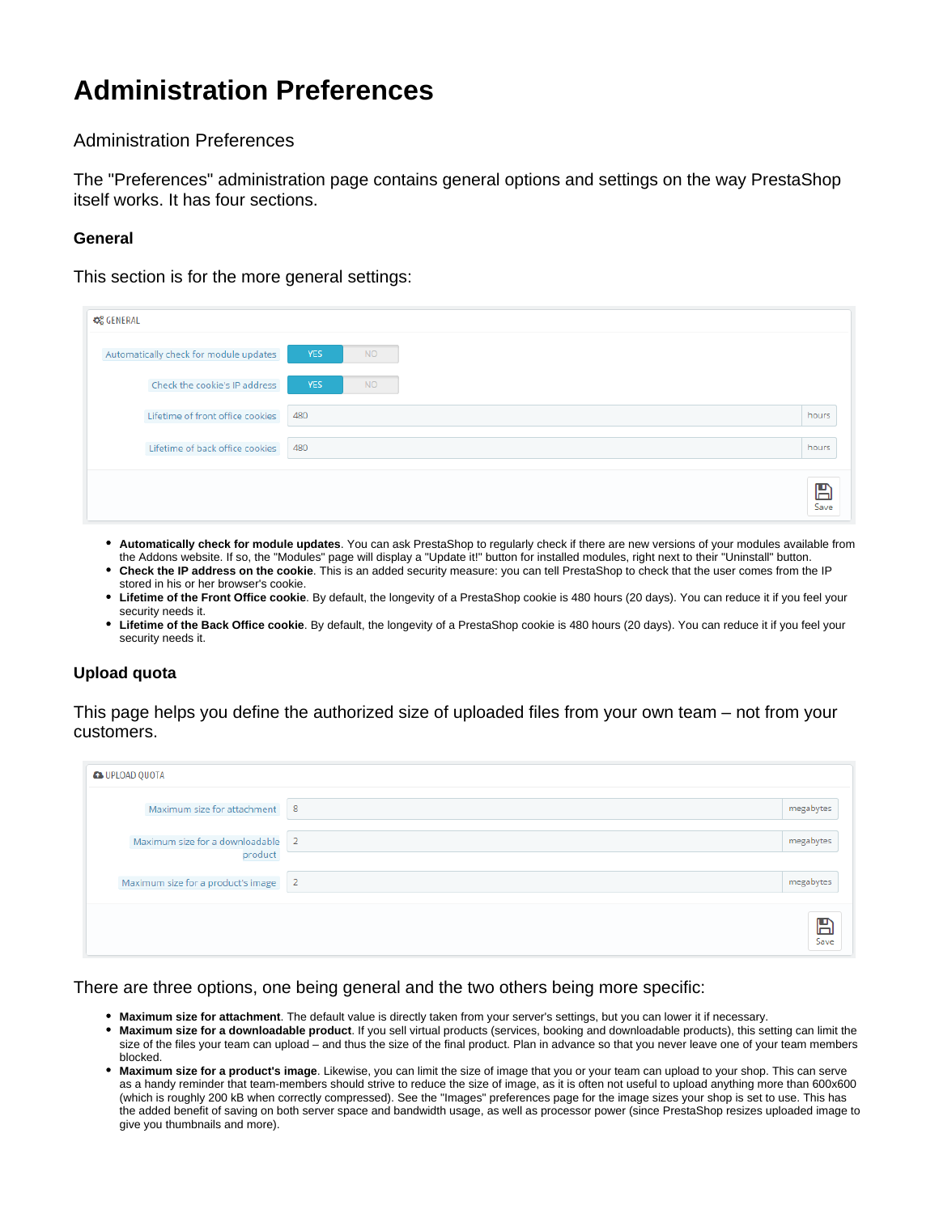# Administration Preferences

Administration Preferences

The "Preferences" administration page contains general options and settings on the way PrestaShop itself works. It has four sections.

### General

This section is for the more general settings:

- **Automatically check for module updates**. You can ask PrestaShop to regularly check if there are new versions of your modules available from the Addons website. If so, the "Modules" page will display a "Update it!" button for installed modules, right next to their "Uninstall" button.
- **Check the IP address on the cookie**. This is an added security measure: you can tell PrestaShop to check that the user comes from the IP stored in his or her browser's cookie.
- **Lifetime of the Front Office cookie**. By default, the longevity of a PrestaShop cookie is 480 hours (20 days). You can reduce it if you feel your security needs it.
- **Lifetime of the Back Office cookie**. By default, the longevity of a PrestaShop cookie is 480 hours (20 days). You can reduce it if you feel your security needs it.

### Upload quota

This page helps you define the authorized size of uploaded files from your own team – not from your customers.

There are three options, one being general and the two others being more specific:

- **Maximum size for attachment**. The default value is directly taken from your server's settings, but you can lower it if necessary.
- **Maximum size for a downloadable product**. If you sell virtual products (services, booking and downloadable products), this setting can limit the size of the files your team can upload – and thus the size of the final product. Plan in advance so that you never leave one of your team members blocked.
- **Maximum size for a product's image**. Likewise, you can limit the size of image that you or your team can upload to your shop. This can serve as a handy reminder that team-members should strive to reduce the size of image, as it is often not useful to upload anything more than 600x600 (which is roughly 200 kB when correctly compressed). See the "Images" preferences page for the image sizes your shop is set to use. This has the added benefit of saving on both server space and bandwidth usage, as well as processor power (since PrestaShop resizes uploaded image to give you thumbnails and more).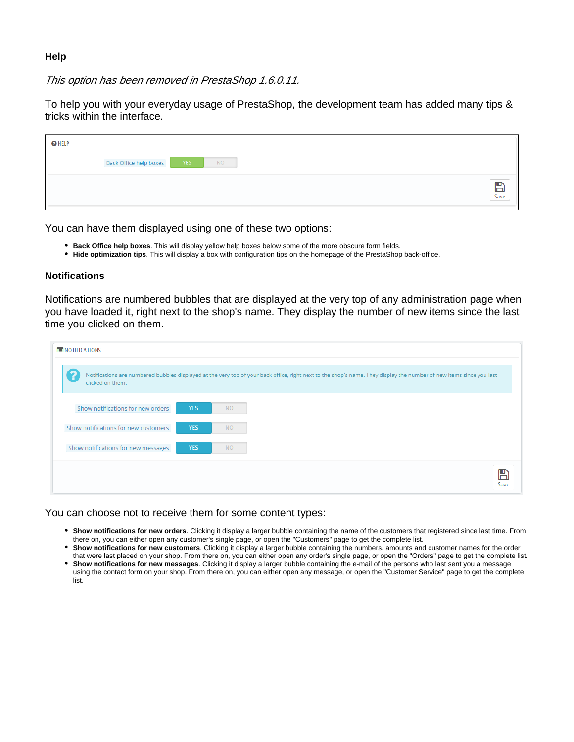### Help

*This option has been removed in PrestaShop 1.6.0.11.*

To help you with your everyday usage of PrestaShop, the development team has added many tips & tricks within the interface.

You can have them displayed using one of these two options:

- **Back Office help boxes**. This will display yellow help boxes below some of the more obscure form fields.
- **Hide optimization tips**. This will display a box with configuration tips on the homepage of the PrestaShop back-office.

### Notifications

Notifications are numbered bubbles that are displayed at the very top of any administration page when you have loaded it, right next to the shop's name. They display the number of new items since the last time you clicked on them.

You can choose not to receive them for some content types:

- **Show notifications for new orders**. Clicking it display a larger bubble containing the name of the customers that registered since last time. From there on, you can either open any customer's single page, or open the "Customers" page to get the complete list.
- **Show notifications for new customers**. Clicking it display a larger bubble containing the numbers, amounts and customer names for the order that were last placed on your shop. From there on, you can either open any order's single page, or open the "Orders" page to get the complete list.
- **Show notifications for new messages**. Clicking it display a larger bubble containing the e-mail of the persons who last sent you a message using the contact form on your shop. From there on, you can either open any message, or open the "Customer Service" page to get the complete list.